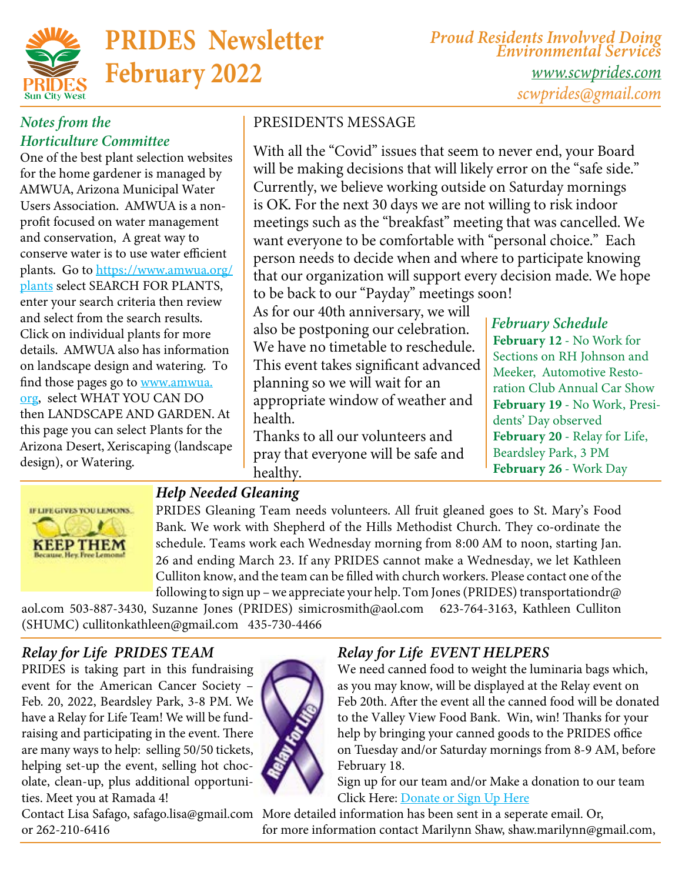# PRIDES Newsletter February 2022

*Proud Residents Involvved Doing Environmental Services*

*www.scwprides.com*

*scwprides@gmail.com*

### *Notes from the Horticulture Committee*

One of the best plant selection websites for the home gardener is managed by AMWUA, Arizona Municipal Water Users Association. AMWUA is a non-profit focused on water management and conservation, A great way to conserve water is to use water efficient plants. Go to https://www.amwua.org/plants select SEARCH FOR PLANTS, enter your search criteria then review and select from the search results. Click on individual plants for more details. AMWUA also has information on landscape design and watering. To find those pages go to www.amwua.org, select WHAT YOU CAN DO then LANDSCAPE AND GARDEN. At this page you can select Plants for the Arizona Desert, Xeriscaping (landscape design), or Watering.

### PRESIDENTS MESSAGE

With all the "Covid" issues that seem to never end, your Board will be making decisions that will likely error on the "safe side." Currently, we believe working outside on Saturday mornings is OK. For the next 30 days we are not willing to risk indoor meetings such as the "breakfast" meeting that was cancelled. We want everyone to be comfortable with "personal choice." Each person needs to decide when and where to participate knowing that our organization will support every decision made. We hope to be back to our "Payday" meetings soon!

As for our 40th anniversary, we will also be postponing our celebration. We have no timetable to reschedule. This event takes significant advanced planning so we will wait for an appropriate window of weather and health.

Thanks to all our volunteers and pray that everyone will be safe and healthy.

### *February Schedule*

**February 12** - No Work for Sections on RH Johnson and Meeker, Automotive Restoration Club Annual Car Show

**February 19** - No Work, Presidents' Day observed

**February 20** - Relay for Life, Beardsley Park, 3 PM

**February 26** - Work Day

### *Help Needed Gleaning*

IF LIFE GIVES YOU LEMONS... KEEP THEM Because, Hey, Free Lemons!

PRIDES Gleaning Team needs volunteers. All fruit gleaned goes to St. Mary's Food Bank. We work with Shepherd of the Hills Methodist Church. They co-ordinate the schedule. Teams work each Wednesday morning from 8:00 AM to noon, starting Jan. 26 and ending March 23. If any PRIDES cannot make a Wednesday, we let Kathleen Culliton know, and the team can be filled with church workers. Please contact one of the following to sign up – we appreciate your help. Tom Jones (PRIDES) transportationdr@aol.com 503-887-3430, Suzanne Jones (PRIDES) simicrosmith@aol.com 623-764-3163, Kathleen Culliton (SHUMC) cullitonkathleen@gmail.com 435-730-4466

### *Relay for Life PRIDES TEAM*

PRIDES is taking part in this fundraising event for the American Cancer Society – Feb. 20, 2022, Beardsley Park, 3-8 PM. We have a Relay for Life Team! We will be fundraising and participating in the event. There are many ways to help: selling 50/50 tickets, helping set-up the event, selling hot chocolate, clean-up, plus additional opportunities. Meet you at Ramada 4!

Contact Lisa Safago, safago.lisa@gmail.com or 262-210-6416

### *Relay for Life EVENT HELPERS*

We need canned food to weight the luminaria bags which, as you may know, will be displayed at the Relay event on Feb 20th. After the event all the canned food will be donated to the Valley View Food Bank. Win, win! Thanks for your help by bringing your canned goods to the PRIDES office on Tuesday and/or Saturday mornings from 8-9 AM, before February 18.

Sign up for our team and/or Make a donation to our team Click Here: Donate or Sign Up Here

More detailed information has been sent in a seperate email. Or, for more information contact Marilynn Shaw, shaw.marilynn@gmail.com,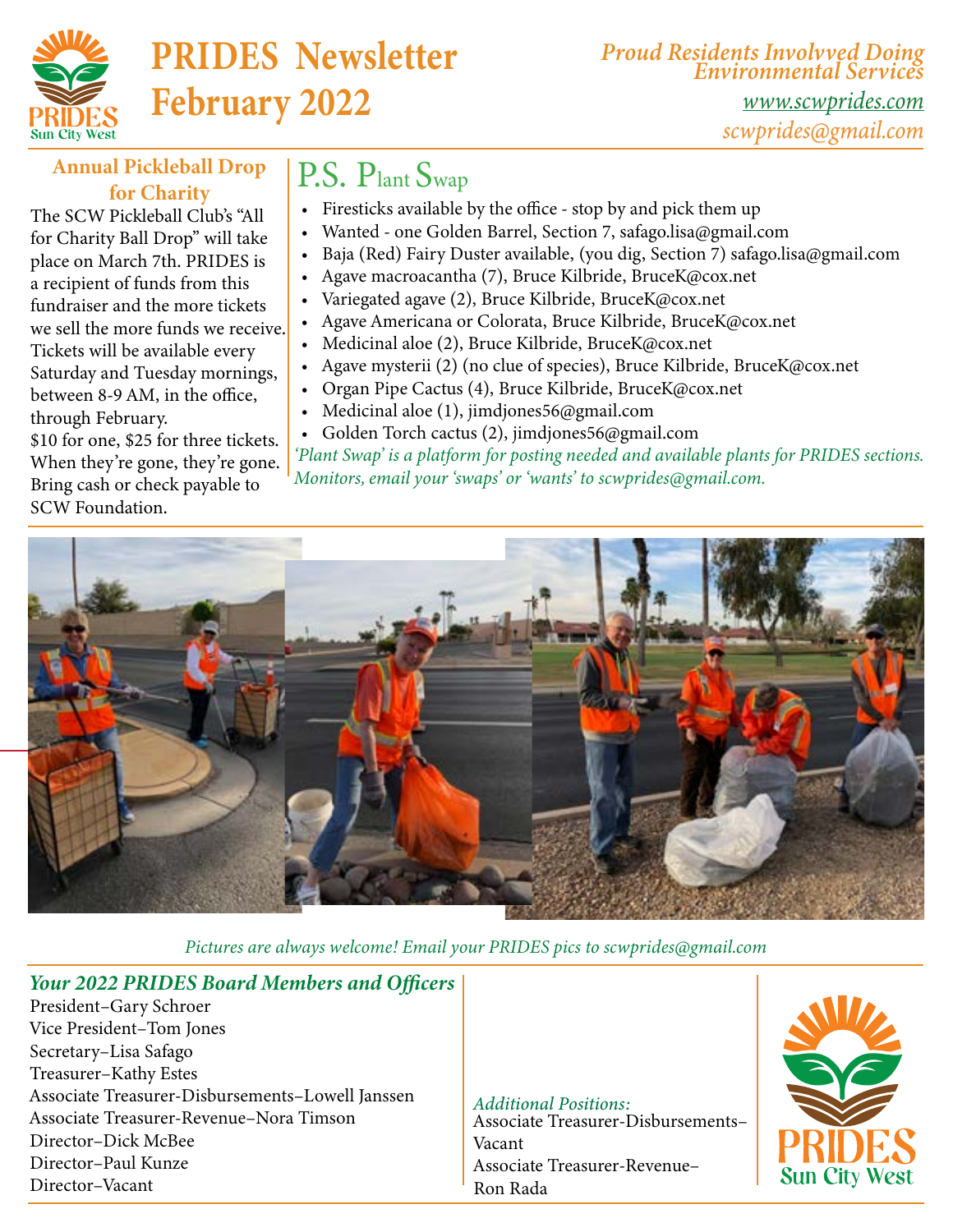# PRIDES Newsletter February 2022

*Proud Residents Involvved Doing Environmental Services*

*www.scwprides.com*

*scwprides@gmail.com*

### Annual Pickleball Drop for Charity

The SCW Pickleball Club's "All for Charity Ball Drop" will take place on March 7th. PRIDES is a recipient of funds from this fundraiser and the more tickets we sell the more funds we receive. Tickets will be available every Saturday and Tuesday mornings, between 8-9 AM, in the office, through February.

$10 for one, $25 for three tickets. When they're gone, they're gone. Bring cash or check payable to SCW Foundation.

## P.S. Plant Swap

- Firesticks available by the office - stop by and pick them up
- Wanted - one Golden Barrel, Section 7, safago.lisa@gmail.com
- Baja (Red) Fairy Duster available, (you dig, Section 7) safago.lisa@gmail.com
- Agave macroacantha (7), Bruce Kilbride, BruceK@cox.net
- Variegated agave (2), Bruce Kilbride, BruceK@cox.net
- Agave Americana or Colorata, Bruce Kilbride, BruceK@cox.net
- Medicinal aloe (2), Bruce Kilbride, BruceK@cox.net
- Agave mysterii (2) (no clue of species), Bruce Kilbride, BruceK@cox.net
- Organ Pipe Cactus (4), Bruce Kilbride, BruceK@cox.net
- Medicinal aloe (1), jimdjones56@gmail.com
- Golden Torch cactus (2), jimdjones56@gmail.com

*'Plant Swap' is a platform for posting needed and available plants for PRIDES sections. Monitors, email your 'swaps' or 'wants' to scwprides@gmail.com.*

*Pictures are always welcome! Email your PRIDES pics to scwprides@gmail.com*

### *Your 2022 PRIDES Board Members and Officers*

President–Gary Schroer
Vice President–Tom Jones
Secretary–Lisa Safago
Treasurer–Kathy Estes
Associate Treasurer-Disbursements–Lowell Janssen
Associate Treasurer-Revenue–Nora Timson
Director–Dick McBee
Director–Paul Kunze
Director–Vacant

*Additional Positions:*
Associate Treasurer-Disbursements–Vacant
Associate Treasurer-Revenue–Ron Rada

PRIDES Sun City West